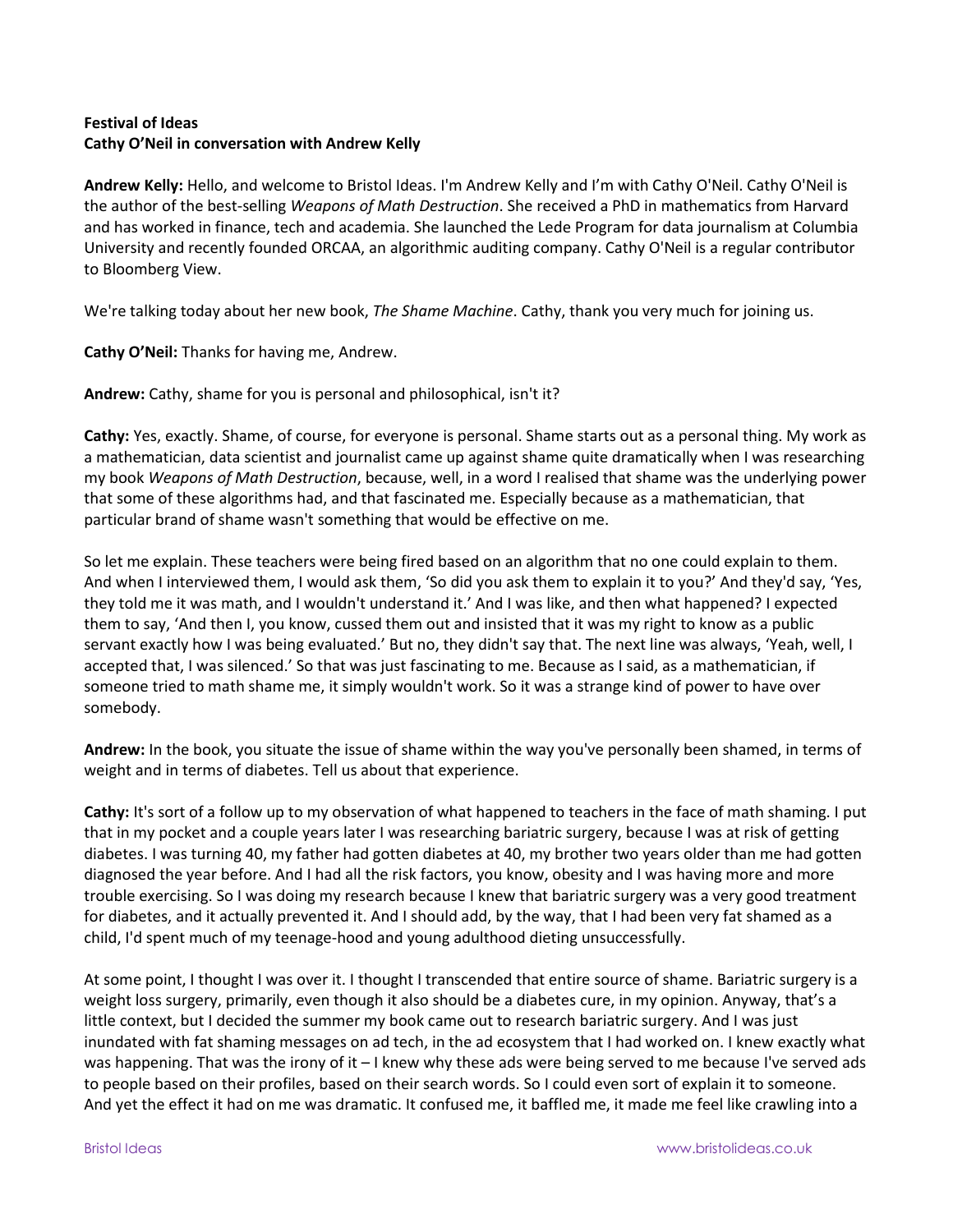**Festival of Ideas**
**Cathy O'Neil in conversation with Andrew Kelly**

**Andrew Kelly:** Hello, and welcome to Bristol Ideas. I'm Andrew Kelly and I'm with Cathy O'Neil. Cathy O'Neil is the author of the best-selling *Weapons of Math Destruction*. She received a PhD in mathematics from Harvard and has worked in finance, tech and academia. She launched the Lede Program for data journalism at Columbia University and recently founded ORCAA, an algorithmic auditing company. Cathy O'Neil is a regular contributor to Bloomberg View.

We're talking today about her new book, *The Shame Machine*. Cathy, thank you very much for joining us.

**Cathy O'Neil:** Thanks for having me, Andrew.

**Andrew:** Cathy, shame for you is personal and philosophical, isn't it?

**Cathy:** Yes, exactly. Shame, of course, for everyone is personal. Shame starts out as a personal thing. My work as a mathematician, data scientist and journalist came up against shame quite dramatically when I was researching my book *Weapons of Math Destruction*, because, well, in a word I realised that shame was the underlying power that some of these algorithms had, and that fascinated me. Especially because as a mathematician, that particular brand of shame wasn't something that would be effective on me.

So let me explain. These teachers were being fired based on an algorithm that no one could explain to them. And when I interviewed them, I would ask them, 'So did you ask them to explain it to you?' And they'd say, 'Yes, they told me it was math, and I wouldn't understand it.' And I was like, and then what happened? I expected them to say, 'And then I, you know, cussed them out and insisted that it was my right to know as a public servant exactly how I was being evaluated.' But no, they didn't say that. The next line was always, 'Yeah, well, I accepted that, I was silenced.' So that was just fascinating to me. Because as I said, as a mathematician, if someone tried to math shame me, it simply wouldn't work. So it was a strange kind of power to have over somebody.

**Andrew:** In the book, you situate the issue of shame within the way you've personally been shamed, in terms of weight and in terms of diabetes. Tell us about that experience.

**Cathy:** It's sort of a follow up to my observation of what happened to teachers in the face of math shaming. I put that in my pocket and a couple years later I was researching bariatric surgery, because I was at risk of getting diabetes. I was turning 40, my father had gotten diabetes at 40, my brother two years older than me had gotten diagnosed the year before. And I had all the risk factors, you know, obesity and I was having more and more trouble exercising. So I was doing my research because I knew that bariatric surgery was a very good treatment for diabetes, and it actually prevented it. And I should add, by the way, that I had been very fat shamed as a child, I'd spent much of my teenage-hood and young adulthood dieting unsuccessfully.

At some point, I thought I was over it. I thought I transcended that entire source of shame. Bariatric surgery is a weight loss surgery, primarily, even though it also should be a diabetes cure, in my opinion. Anyway, that's a little context, but I decided the summer my book came out to research bariatric surgery. And I was just inundated with fat shaming messages on ad tech, in the ad ecosystem that I had worked on. I knew exactly what was happening. That was the irony of it – I knew why these ads were being served to me because I've served ads to people based on their profiles, based on their search words. So I could even sort of explain it to someone. And yet the effect it had on me was dramatic. It confused me, it baffled me, it made me feel like crawling into a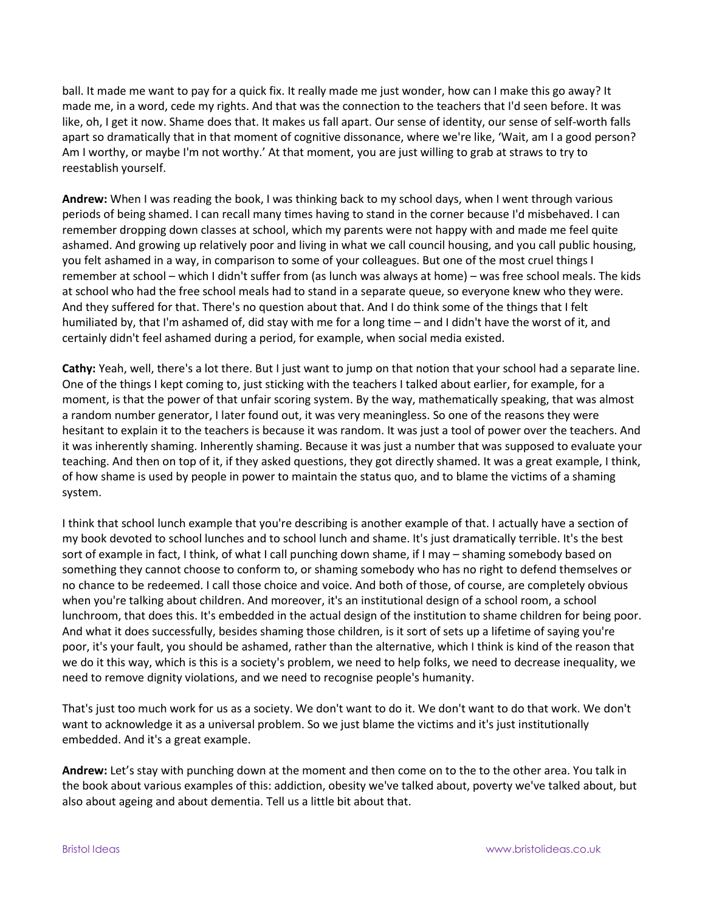ball. It made me want to pay for a quick fix. It really made me just wonder, how can I make this go away? It made me, in a word, cede my rights. And that was the connection to the teachers that I'd seen before. It was like, oh, I get it now. Shame does that. It makes us fall apart. Our sense of identity, our sense of self-worth falls apart so dramatically that in that moment of cognitive dissonance, where we're like, 'Wait, am I a good person? Am I worthy, or maybe I'm not worthy.' At that moment, you are just willing to grab at straws to try to reestablish yourself.

**Andrew:** When I was reading the book, I was thinking back to my school days, when I went through various periods of being shamed. I can recall many times having to stand in the corner because I'd misbehaved. I can remember dropping down classes at school, which my parents were not happy with and made me feel quite ashamed. And growing up relatively poor and living in what we call council housing, and you call public housing, you felt ashamed in a way, in comparison to some of your colleagues. But one of the most cruel things I remember at school – which I didn't suffer from (as lunch was always at home) – was free school meals. The kids at school who had the free school meals had to stand in a separate queue, so everyone knew who they were. And they suffered for that. There's no question about that. And I do think some of the things that I felt humiliated by, that I'm ashamed of, did stay with me for a long time – and I didn't have the worst of it, and certainly didn't feel ashamed during a period, for example, when social media existed.

**Cathy:** Yeah, well, there's a lot there. But I just want to jump on that notion that your school had a separate line. One of the things I kept coming to, just sticking with the teachers I talked about earlier, for example, for a moment, is that the power of that unfair scoring system. By the way, mathematically speaking, that was almost a random number generator, I later found out, it was very meaningless. So one of the reasons they were hesitant to explain it to the teachers is because it was random. It was just a tool of power over the teachers. And it was inherently shaming. Inherently shaming. Because it was just a number that was supposed to evaluate your teaching. And then on top of it, if they asked questions, they got directly shamed. It was a great example, I think, of how shame is used by people in power to maintain the status quo, and to blame the victims of a shaming system.

I think that school lunch example that you're describing is another example of that. I actually have a section of my book devoted to school lunches and to school lunch and shame. It's just dramatically terrible. It's the best sort of example in fact, I think, of what I call punching down shame, if I may – shaming somebody based on something they cannot choose to conform to, or shaming somebody who has no right to defend themselves or no chance to be redeemed. I call those choice and voice. And both of those, of course, are completely obvious when you're talking about children. And moreover, it's an institutional design of a school room, a school lunchroom, that does this. It's embedded in the actual design of the institution to shame children for being poor. And what it does successfully, besides shaming those children, is it sort of sets up a lifetime of saying you're poor, it's your fault, you should be ashamed, rather than the alternative, which I think is kind of the reason that we do it this way, which is this is a society's problem, we need to help folks, we need to decrease inequality, we need to remove dignity violations, and we need to recognise people's humanity.

That's just too much work for us as a society. We don't want to do it. We don't want to do that work. We don't want to acknowledge it as a universal problem. So we just blame the victims and it's just institutionally embedded. And it's a great example.

**Andrew:** Let's stay with punching down at the moment and then come on to the to the other area. You talk in the book about various examples of this: addiction, obesity we've talked about, poverty we've talked about, but also about ageing and about dementia. Tell us a little bit about that.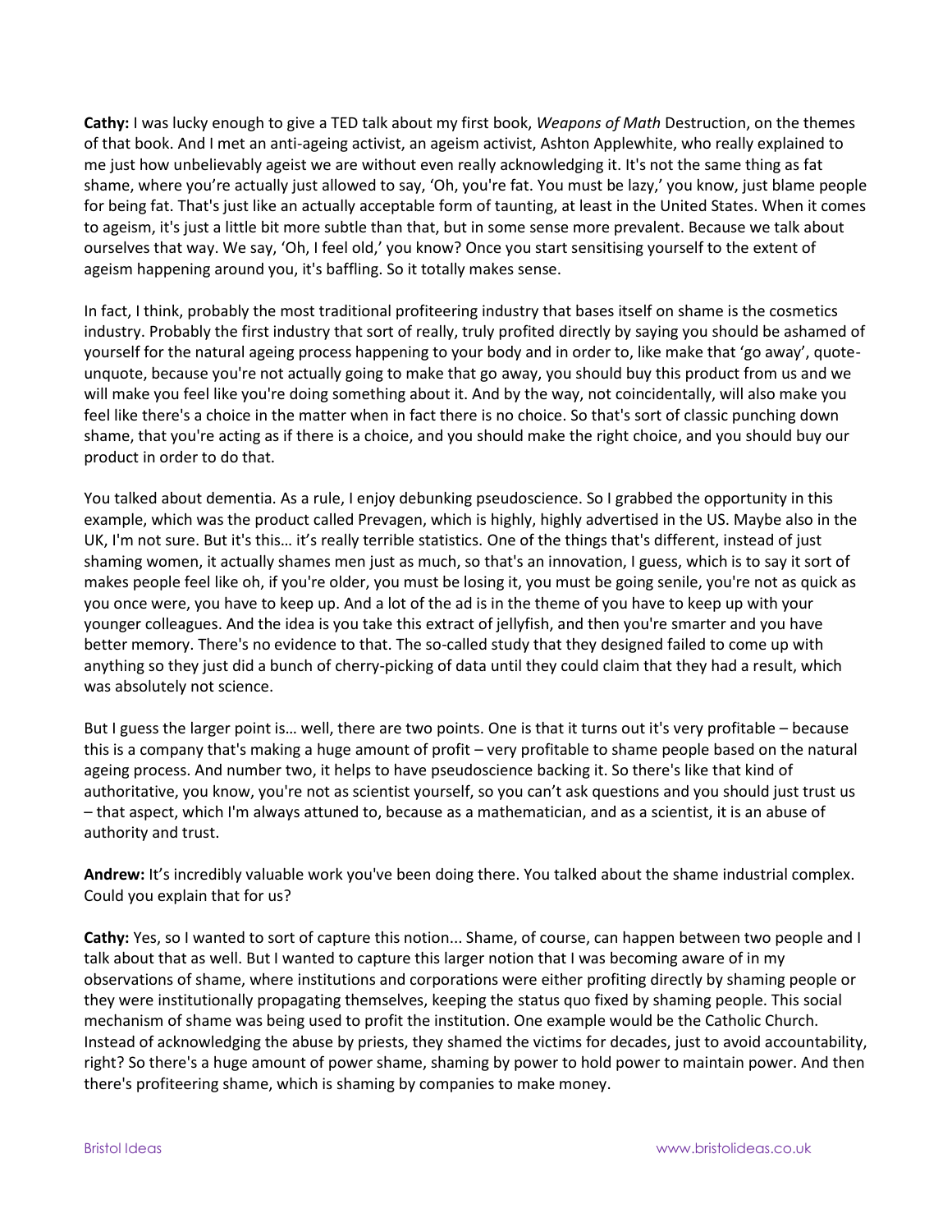**Cathy:** I was lucky enough to give a TED talk about my first book, *Weapons of Math* Destruction, on the themes of that book. And I met an anti-ageing activist, an ageism activist, Ashton Applewhite, who really explained to me just how unbelievably ageist we are without even really acknowledging it. It's not the same thing as fat shame, where you're actually just allowed to say, 'Oh, you're fat. You must be lazy,' you know, just blame people for being fat. That's just like an actually acceptable form of taunting, at least in the United States. When it comes to ageism, it's just a little bit more subtle than that, but in some sense more prevalent. Because we talk about ourselves that way. We say, 'Oh, I feel old,' you know? Once you start sensitising yourself to the extent of ageism happening around you, it's baffling. So it totally makes sense.

In fact, I think, probably the most traditional profiteering industry that bases itself on shame is the cosmetics industry. Probably the first industry that sort of really, truly profited directly by saying you should be ashamed of yourself for the natural ageing process happening to your body and in order to, like make that 'go away', quote-unquote, because you're not actually going to make that go away, you should buy this product from us and we will make you feel like you're doing something about it. And by the way, not coincidentally, will also make you feel like there's a choice in the matter when in fact there is no choice. So that's sort of classic punching down shame, that you're acting as if there is a choice, and you should make the right choice, and you should buy our product in order to do that.

You talked about dementia. As a rule, I enjoy debunking pseudoscience. So I grabbed the opportunity in this example, which was the product called Prevagen, which is highly, highly advertised in the US. Maybe also in the UK, I'm not sure. But it's this… it's really terrible statistics. One of the things that's different, instead of just shaming women, it actually shames men just as much, so that's an innovation, I guess, which is to say it sort of makes people feel like oh, if you're older, you must be losing it, you must be going senile, you're not as quick as you once were, you have to keep up. And a lot of the ad is in the theme of you have to keep up with your younger colleagues. And the idea is you take this extract of jellyfish, and then you're smarter and you have better memory. There's no evidence to that. The so-called study that they designed failed to come up with anything so they just did a bunch of cherry-picking of data until they could claim that they had a result, which was absolutely not science.

But I guess the larger point is… well, there are two points. One is that it turns out it's very profitable – because this is a company that's making a huge amount of profit – very profitable to shame people based on the natural ageing process. And number two, it helps to have pseudoscience backing it. So there's like that kind of authoritative, you know, you're not as scientist yourself, so you can't ask questions and you should just trust us – that aspect, which I'm always attuned to, because as a mathematician, and as a scientist, it is an abuse of authority and trust.

**Andrew:** It's incredibly valuable work you've been doing there. You talked about the shame industrial complex. Could you explain that for us?

**Cathy:** Yes, so I wanted to sort of capture this notion... Shame, of course, can happen between two people and I talk about that as well. But I wanted to capture this larger notion that I was becoming aware of in my observations of shame, where institutions and corporations were either profiting directly by shaming people or they were institutionally propagating themselves, keeping the status quo fixed by shaming people. This social mechanism of shame was being used to profit the institution. One example would be the Catholic Church. Instead of acknowledging the abuse by priests, they shamed the victims for decades, just to avoid accountability, right? So there's a huge amount of power shame, shaming by power to hold power to maintain power. And then there's profiteering shame, which is shaming by companies to make money.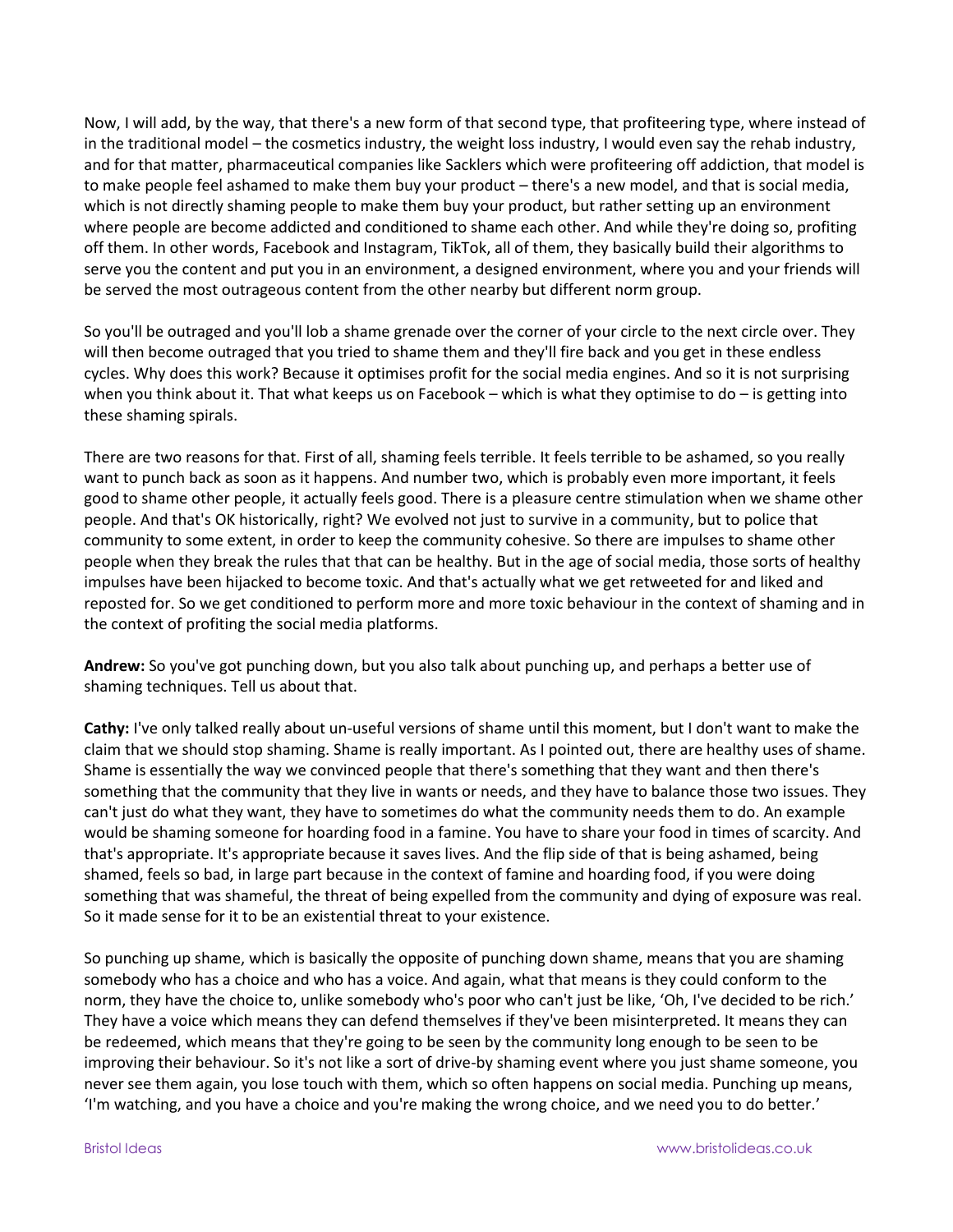Now, I will add, by the way, that there's a new form of that second type, that profiteering type, where instead of in the traditional model – the cosmetics industry, the weight loss industry, I would even say the rehab industry, and for that matter, pharmaceutical companies like Sacklers which were profiteering off addiction, that model is to make people feel ashamed to make them buy your product – there's a new model, and that is social media, which is not directly shaming people to make them buy your product, but rather setting up an environment where people are become addicted and conditioned to shame each other. And while they're doing so, profiting off them. In other words, Facebook and Instagram, TikTok, all of them, they basically build their algorithms to serve you the content and put you in an environment, a designed environment, where you and your friends will be served the most outrageous content from the other nearby but different norm group.

So you'll be outraged and you'll lob a shame grenade over the corner of your circle to the next circle over. They will then become outraged that you tried to shame them and they'll fire back and you get in these endless cycles. Why does this work? Because it optimises profit for the social media engines. And so it is not surprising when you think about it. That what keeps us on Facebook – which is what they optimise to do – is getting into these shaming spirals.

There are two reasons for that. First of all, shaming feels terrible. It feels terrible to be ashamed, so you really want to punch back as soon as it happens. And number two, which is probably even more important, it feels good to shame other people, it actually feels good. There is a pleasure centre stimulation when we shame other people. And that's OK historically, right? We evolved not just to survive in a community, but to police that community to some extent, in order to keep the community cohesive. So there are impulses to shame other people when they break the rules that that can be healthy. But in the age of social media, those sorts of healthy impulses have been hijacked to become toxic. And that's actually what we get retweeted for and liked and reposted for. So we get conditioned to perform more and more toxic behaviour in the context of shaming and in the context of profiting the social media platforms.

**Andrew:** So you've got punching down, but you also talk about punching up, and perhaps a better use of shaming techniques. Tell us about that.

**Cathy:** I've only talked really about un-useful versions of shame until this moment, but I don't want to make the claim that we should stop shaming. Shame is really important. As I pointed out, there are healthy uses of shame. Shame is essentially the way we convinced people that there's something that they want and then there's something that the community that they live in wants or needs, and they have to balance those two issues. They can't just do what they want, they have to sometimes do what the community needs them to do. An example would be shaming someone for hoarding food in a famine. You have to share your food in times of scarcity. And that's appropriate. It's appropriate because it saves lives. And the flip side of that is being ashamed, being shamed, feels so bad, in large part because in the context of famine and hoarding food, if you were doing something that was shameful, the threat of being expelled from the community and dying of exposure was real. So it made sense for it to be an existential threat to your existence.

So punching up shame, which is basically the opposite of punching down shame, means that you are shaming somebody who has a choice and who has a voice. And again, what that means is they could conform to the norm, they have the choice to, unlike somebody who's poor who can't just be like, 'Oh, I've decided to be rich.' They have a voice which means they can defend themselves if they've been misinterpreted. It means they can be redeemed, which means that they're going to be seen by the community long enough to be seen to be improving their behaviour. So it's not like a sort of drive-by shaming event where you just shame someone, you never see them again, you lose touch with them, which so often happens on social media. Punching up means, 'I'm watching, and you have a choice and you're making the wrong choice, and we need you to do better.'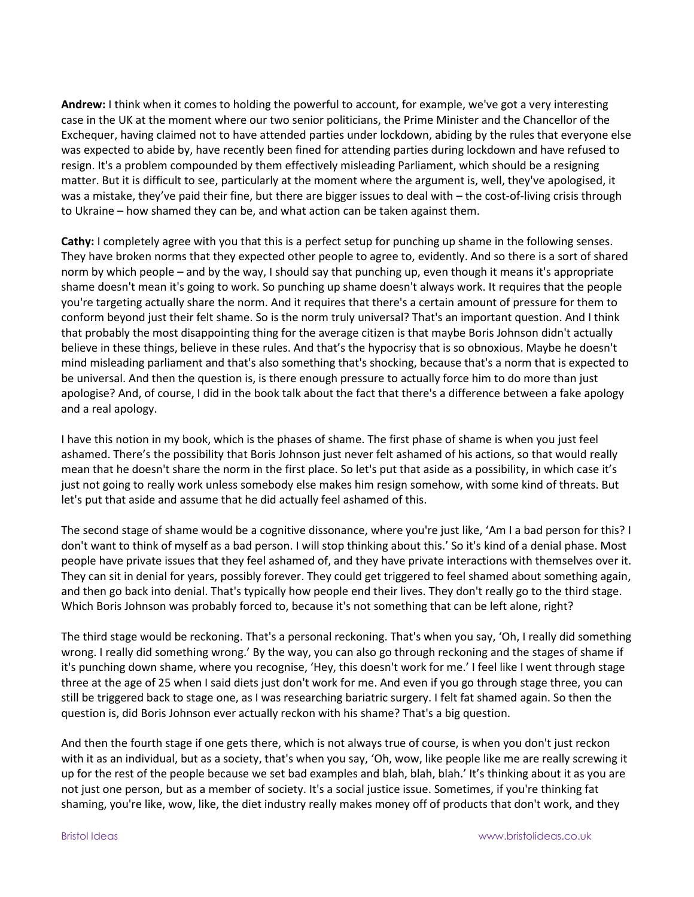**Andrew:** I think when it comes to holding the powerful to account, for example, we've got a very interesting case in the UK at the moment where our two senior politicians, the Prime Minister and the Chancellor of the Exchequer, having claimed not to have attended parties under lockdown, abiding by the rules that everyone else was expected to abide by, have recently been fined for attending parties during lockdown and have refused to resign. It's a problem compounded by them effectively misleading Parliament, which should be a resigning matter. But it is difficult to see, particularly at the moment where the argument is, well, they've apologised, it was a mistake, they've paid their fine, but there are bigger issues to deal with – the cost-of-living crisis through to Ukraine – how shamed they can be, and what action can be taken against them.

**Cathy:** I completely agree with you that this is a perfect setup for punching up shame in the following senses. They have broken norms that they expected other people to agree to, evidently. And so there is a sort of shared norm by which people – and by the way, I should say that punching up, even though it means it's appropriate shame doesn't mean it's going to work. So punching up shame doesn't always work. It requires that the people you're targeting actually share the norm. And it requires that there's a certain amount of pressure for them to conform beyond just their felt shame. So is the norm truly universal? That's an important question. And I think that probably the most disappointing thing for the average citizen is that maybe Boris Johnson didn't actually believe in these things, believe in these rules. And that's the hypocrisy that is so obnoxious. Maybe he doesn't mind misleading parliament and that's also something that's shocking, because that's a norm that is expected to be universal. And then the question is, is there enough pressure to actually force him to do more than just apologise? And, of course, I did in the book talk about the fact that there's a difference between a fake apology and a real apology.

I have this notion in my book, which is the phases of shame. The first phase of shame is when you just feel ashamed. There's the possibility that Boris Johnson just never felt ashamed of his actions, so that would really mean that he doesn't share the norm in the first place. So let's put that aside as a possibility, in which case it's just not going to really work unless somebody else makes him resign somehow, with some kind of threats. But let's put that aside and assume that he did actually feel ashamed of this.

The second stage of shame would be a cognitive dissonance, where you're just like, 'Am I a bad person for this? I don't want to think of myself as a bad person. I will stop thinking about this.' So it's kind of a denial phase. Most people have private issues that they feel ashamed of, and they have private interactions with themselves over it. They can sit in denial for years, possibly forever. They could get triggered to feel shamed about something again, and then go back into denial. That's typically how people end their lives. They don't really go to the third stage. Which Boris Johnson was probably forced to, because it's not something that can be left alone, right?

The third stage would be reckoning. That's a personal reckoning. That's when you say, 'Oh, I really did something wrong. I really did something wrong.' By the way, you can also go through reckoning and the stages of shame if it's punching down shame, where you recognise, 'Hey, this doesn't work for me.' I feel like I went through stage three at the age of 25 when I said diets just don't work for me. And even if you go through stage three, you can still be triggered back to stage one, as I was researching bariatric surgery. I felt fat shamed again. So then the question is, did Boris Johnson ever actually reckon with his shame? That's a big question.

And then the fourth stage if one gets there, which is not always true of course, is when you don't just reckon with it as an individual, but as a society, that's when you say, 'Oh, wow, like people like me are really screwing it up for the rest of the people because we set bad examples and blah, blah, blah.' It's thinking about it as you are not just one person, but as a member of society. It's a social justice issue. Sometimes, if you're thinking fat shaming, you're like, wow, like, the diet industry really makes money off of products that don't work, and they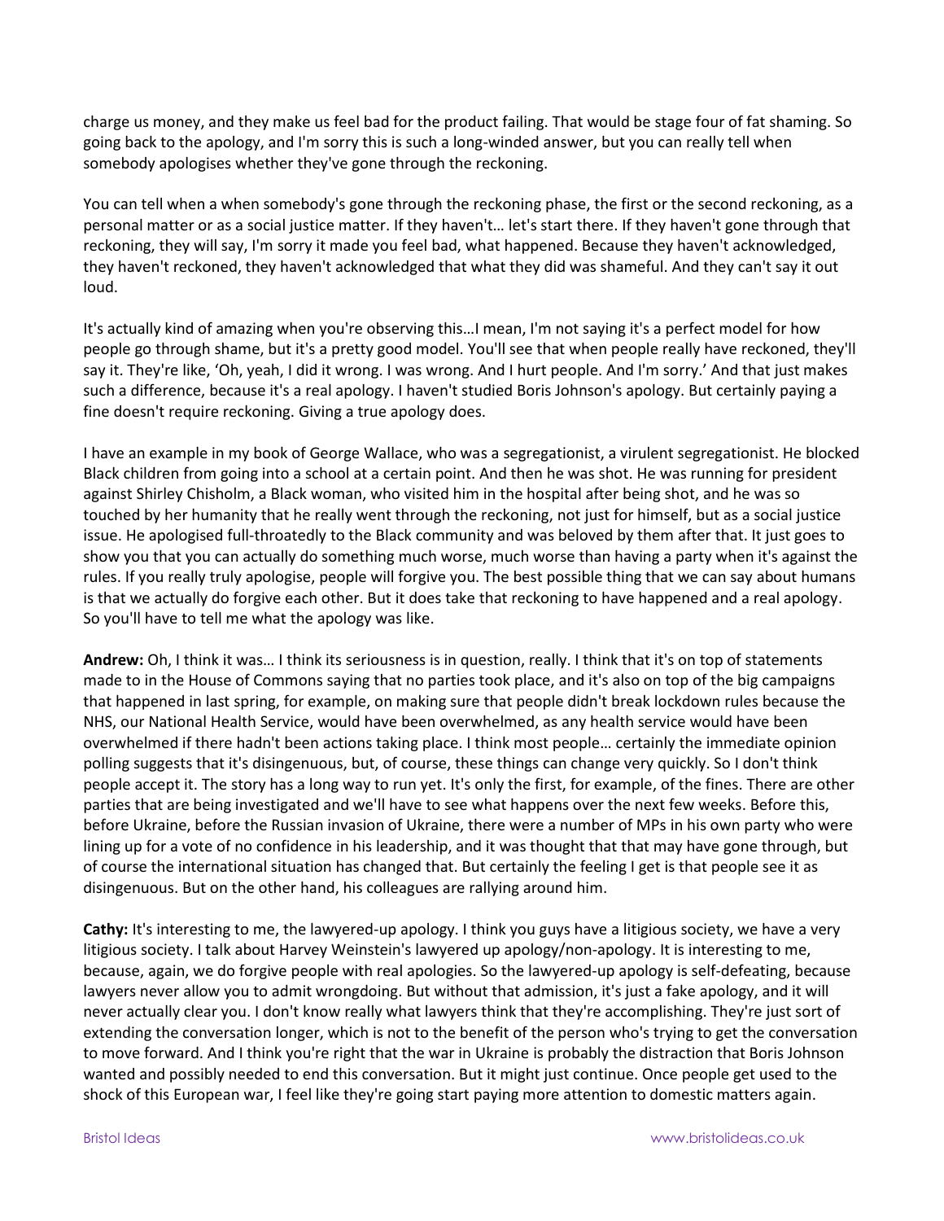charge us money, and they make us feel bad for the product failing. That would be stage four of fat shaming. So going back to the apology, and I'm sorry this is such a long-winded answer, but you can really tell when somebody apologises whether they've gone through the reckoning.

You can tell when a when somebody's gone through the reckoning phase, the first or the second reckoning, as a personal matter or as a social justice matter. If they haven't… let's start there. If they haven't gone through that reckoning, they will say, I'm sorry it made you feel bad, what happened. Because they haven't acknowledged, they haven't reckoned, they haven't acknowledged that what they did was shameful. And they can't say it out loud.

It's actually kind of amazing when you're observing this…I mean, I'm not saying it's a perfect model for how people go through shame, but it's a pretty good model. You'll see that when people really have reckoned, they'll say it. They're like, 'Oh, yeah, I did it wrong. I was wrong. And I hurt people. And I'm sorry.' And that just makes such a difference, because it's a real apology. I haven't studied Boris Johnson's apology. But certainly paying a fine doesn't require reckoning. Giving a true apology does.

I have an example in my book of George Wallace, who was a segregationist, a virulent segregationist. He blocked Black children from going into a school at a certain point. And then he was shot. He was running for president against Shirley Chisholm, a Black woman, who visited him in the hospital after being shot, and he was so touched by her humanity that he really went through the reckoning, not just for himself, but as a social justice issue. He apologised full-throatedly to the Black community and was beloved by them after that. It just goes to show you that you can actually do something much worse, much worse than having a party when it's against the rules. If you really truly apologise, people will forgive you. The best possible thing that we can say about humans is that we actually do forgive each other. But it does take that reckoning to have happened and a real apology. So you'll have to tell me what the apology was like.

**Andrew:** Oh, I think it was… I think its seriousness is in question, really. I think that it's on top of statements made to in the House of Commons saying that no parties took place, and it's also on top of the big campaigns that happened in last spring, for example, on making sure that people didn't break lockdown rules because the NHS, our National Health Service, would have been overwhelmed, as any health service would have been overwhelmed if there hadn't been actions taking place. I think most people… certainly the immediate opinion polling suggests that it's disingenuous, but, of course, these things can change very quickly. So I don't think people accept it. The story has a long way to run yet. It's only the first, for example, of the fines. There are other parties that are being investigated and we'll have to see what happens over the next few weeks. Before this, before Ukraine, before the Russian invasion of Ukraine, there were a number of MPs in his own party who were lining up for a vote of no confidence in his leadership, and it was thought that that may have gone through, but of course the international situation has changed that. But certainly the feeling I get is that people see it as disingenuous. But on the other hand, his colleagues are rallying around him.

**Cathy:** It's interesting to me, the lawyered-up apology. I think you guys have a litigious society, we have a very litigious society. I talk about Harvey Weinstein's lawyered up apology/non-apology. It is interesting to me, because, again, we do forgive people with real apologies. So the lawyered-up apology is self-defeating, because lawyers never allow you to admit wrongdoing. But without that admission, it's just a fake apology, and it will never actually clear you. I don't know really what lawyers think that they're accomplishing. They're just sort of extending the conversation longer, which is not to the benefit of the person who's trying to get the conversation to move forward. And I think you're right that the war in Ukraine is probably the distraction that Boris Johnson wanted and possibly needed to end this conversation. But it might just continue. Once people get used to the shock of this European war, I feel like they're going start paying more attention to domestic matters again.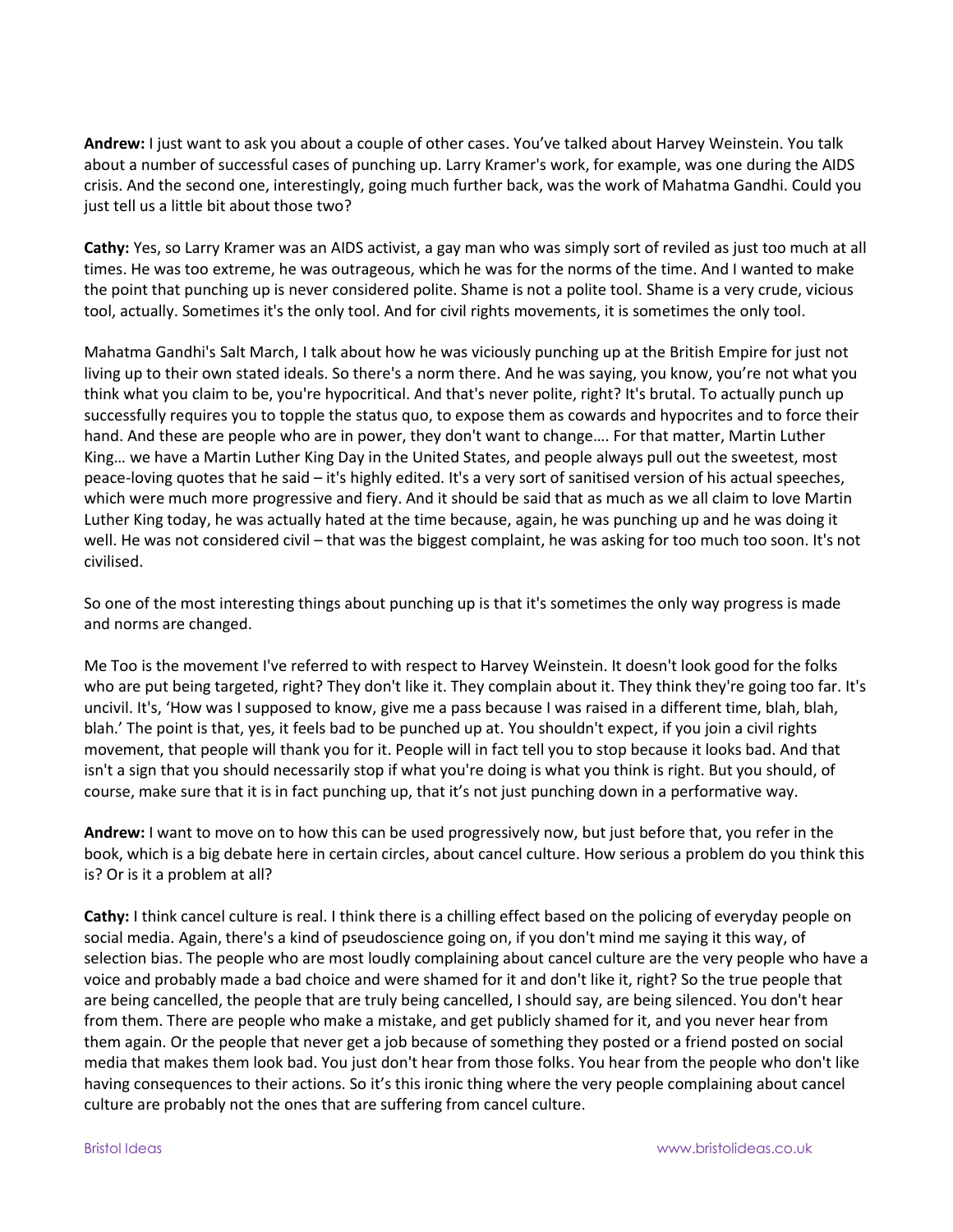**Andrew:** I just want to ask you about a couple of other cases. You've talked about Harvey Weinstein. You talk about a number of successful cases of punching up. Larry Kramer's work, for example, was one during the AIDS crisis. And the second one, interestingly, going much further back, was the work of Mahatma Gandhi. Could you just tell us a little bit about those two?

**Cathy:** Yes, so Larry Kramer was an AIDS activist, a gay man who was simply sort of reviled as just too much at all times. He was too extreme, he was outrageous, which he was for the norms of the time. And I wanted to make the point that punching up is never considered polite. Shame is not a polite tool. Shame is a very crude, vicious tool, actually. Sometimes it's the only tool. And for civil rights movements, it is sometimes the only tool.

Mahatma Gandhi's Salt March, I talk about how he was viciously punching up at the British Empire for just not living up to their own stated ideals. So there's a norm there. And he was saying, you know, you're not what you think what you claim to be, you're hypocritical. And that's never polite, right? It's brutal. To actually punch up successfully requires you to topple the status quo, to expose them as cowards and hypocrites and to force their hand. And these are people who are in power, they don't want to change…. For that matter, Martin Luther King… we have a Martin Luther King Day in the United States, and people always pull out the sweetest, most peace-loving quotes that he said – it's highly edited. It's a very sort of sanitised version of his actual speeches, which were much more progressive and fiery. And it should be said that as much as we all claim to love Martin Luther King today, he was actually hated at the time because, again, he was punching up and he was doing it well. He was not considered civil – that was the biggest complaint, he was asking for too much too soon. It's not civilised.

So one of the most interesting things about punching up is that it's sometimes the only way progress is made and norms are changed.

Me Too is the movement I've referred to with respect to Harvey Weinstein. It doesn't look good for the folks who are put being targeted, right? They don't like it. They complain about it. They think they're going too far. It's uncivil. It's, 'How was I supposed to know, give me a pass because I was raised in a different time, blah, blah, blah.' The point is that, yes, it feels bad to be punched up at. You shouldn't expect, if you join a civil rights movement, that people will thank you for it. People will in fact tell you to stop because it looks bad. And that isn't a sign that you should necessarily stop if what you're doing is what you think is right. But you should, of course, make sure that it is in fact punching up, that it's not just punching down in a performative way.

**Andrew:** I want to move on to how this can be used progressively now, but just before that, you refer in the book, which is a big debate here in certain circles, about cancel culture. How serious a problem do you think this is? Or is it a problem at all?

**Cathy:** I think cancel culture is real. I think there is a chilling effect based on the policing of everyday people on social media. Again, there's a kind of pseudoscience going on, if you don't mind me saying it this way, of selection bias. The people who are most loudly complaining about cancel culture are the very people who have a voice and probably made a bad choice and were shamed for it and don't like it, right? So the true people that are being cancelled, the people that are truly being cancelled, I should say, are being silenced. You don't hear from them. There are people who make a mistake, and get publicly shamed for it, and you never hear from them again. Or the people that never get a job because of something they posted or a friend posted on social media that makes them look bad. You just don't hear from those folks. You hear from the people who don't like having consequences to their actions. So it's this ironic thing where the very people complaining about cancel culture are probably not the ones that are suffering from cancel culture.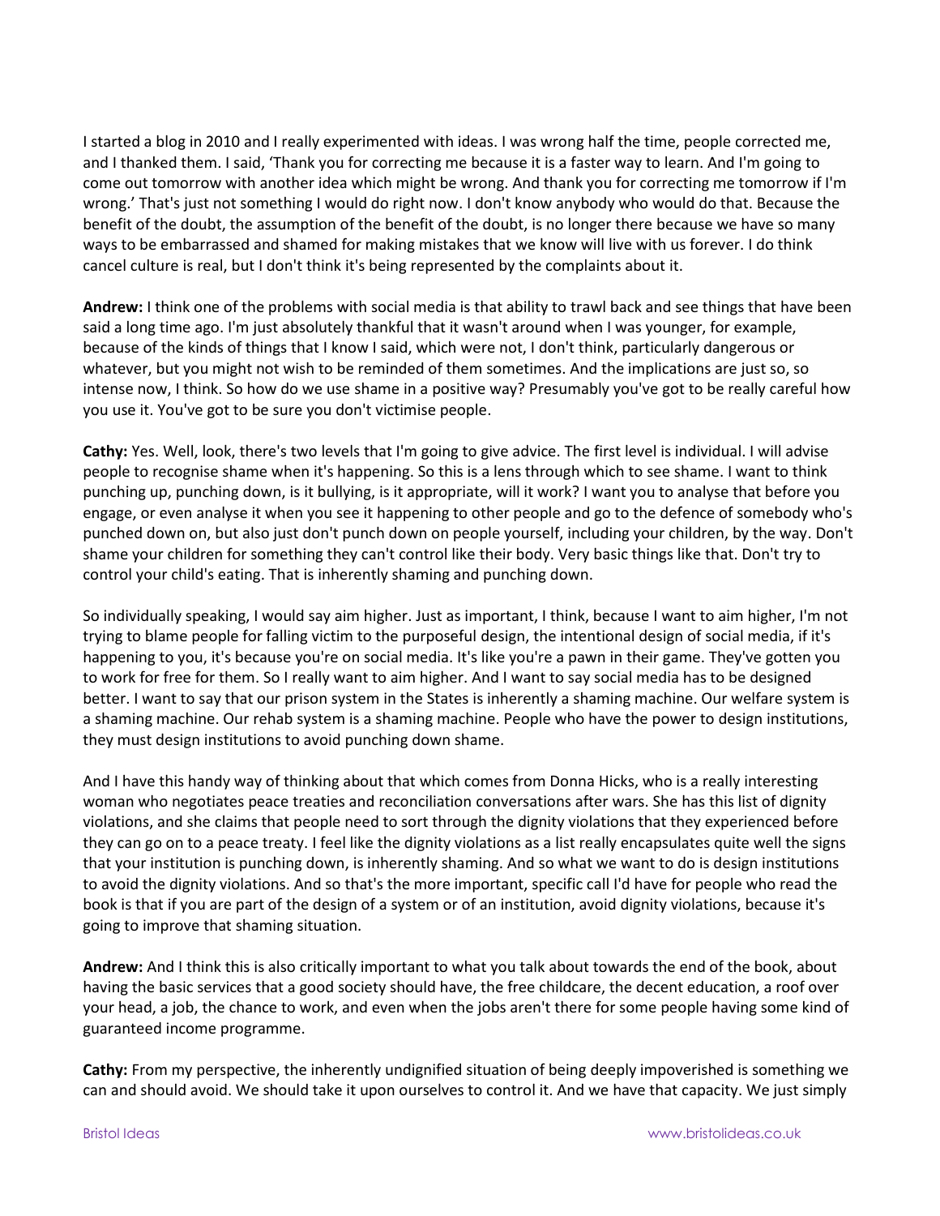I started a blog in 2010 and I really experimented with ideas. I was wrong half the time, people corrected me, and I thanked them. I said, 'Thank you for correcting me because it is a faster way to learn. And I'm going to come out tomorrow with another idea which might be wrong. And thank you for correcting me tomorrow if I'm wrong.' That's just not something I would do right now. I don't know anybody who would do that. Because the benefit of the doubt, the assumption of the benefit of the doubt, is no longer there because we have so many ways to be embarrassed and shamed for making mistakes that we know will live with us forever. I do think cancel culture is real, but I don't think it's being represented by the complaints about it.

**Andrew:** I think one of the problems with social media is that ability to trawl back and see things that have been said a long time ago. I'm just absolutely thankful that it wasn't around when I was younger, for example, because of the kinds of things that I know I said, which were not, I don't think, particularly dangerous or whatever, but you might not wish to be reminded of them sometimes. And the implications are just so, so intense now, I think. So how do we use shame in a positive way? Presumably you've got to be really careful how you use it. You've got to be sure you don't victimise people.

**Cathy:** Yes. Well, look, there's two levels that I'm going to give advice. The first level is individual. I will advise people to recognise shame when it's happening. So this is a lens through which to see shame. I want to think punching up, punching down, is it bullying, is it appropriate, will it work? I want you to analyse that before you engage, or even analyse it when you see it happening to other people and go to the defence of somebody who's punched down on, but also just don't punch down on people yourself, including your children, by the way. Don't shame your children for something they can't control like their body. Very basic things like that. Don't try to control your child's eating. That is inherently shaming and punching down.

So individually speaking, I would say aim higher. Just as important, I think, because I want to aim higher, I'm not trying to blame people for falling victim to the purposeful design, the intentional design of social media, if it's happening to you, it's because you're on social media. It's like you're a pawn in their game. They've gotten you to work for free for them. So I really want to aim higher. And I want to say social media has to be designed better. I want to say that our prison system in the States is inherently a shaming machine. Our welfare system is a shaming machine. Our rehab system is a shaming machine. People who have the power to design institutions, they must design institutions to avoid punching down shame.

And I have this handy way of thinking about that which comes from Donna Hicks, who is a really interesting woman who negotiates peace treaties and reconciliation conversations after wars. She has this list of dignity violations, and she claims that people need to sort through the dignity violations that they experienced before they can go on to a peace treaty. I feel like the dignity violations as a list really encapsulates quite well the signs that your institution is punching down, is inherently shaming. And so what we want to do is design institutions to avoid the dignity violations. And so that's the more important, specific call I'd have for people who read the book is that if you are part of the design of a system or of an institution, avoid dignity violations, because it's going to improve that shaming situation.

**Andrew:** And I think this is also critically important to what you talk about towards the end of the book, about having the basic services that a good society should have, the free childcare, the decent education, a roof over your head, a job, the chance to work, and even when the jobs aren't there for some people having some kind of guaranteed income programme.

**Cathy:** From my perspective, the inherently undignified situation of being deeply impoverished is something we can and should avoid. We should take it upon ourselves to control it. And we have that capacity. We just simply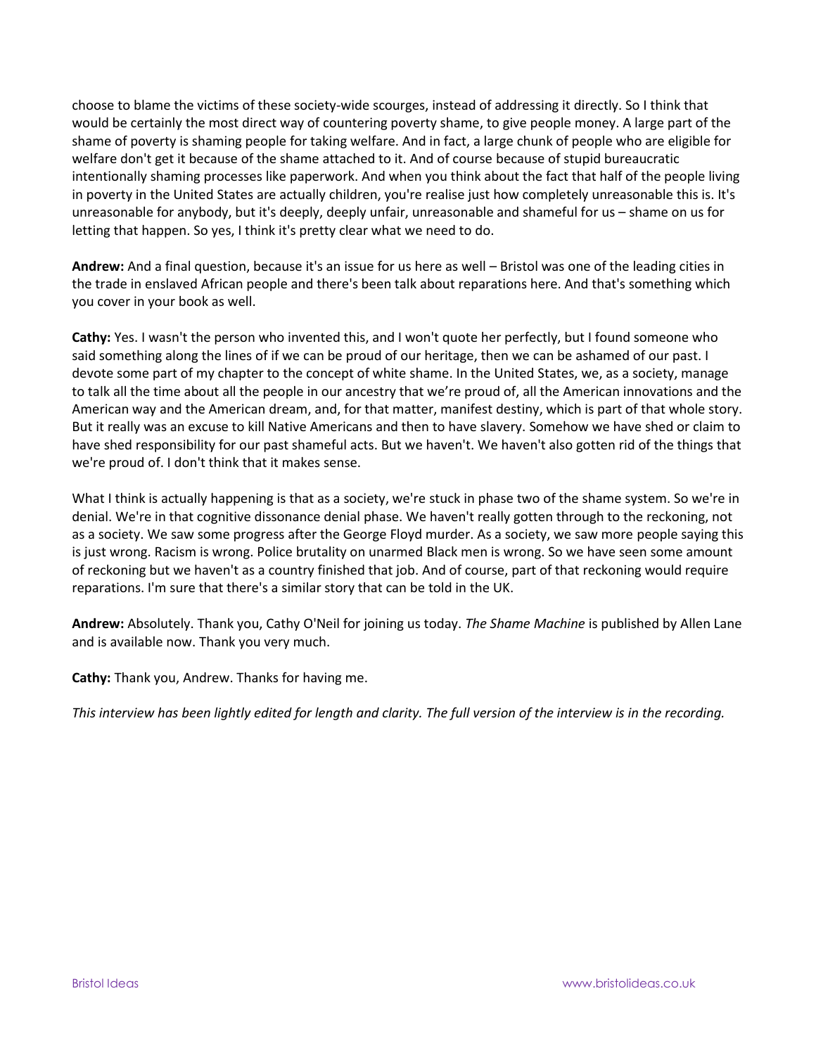choose to blame the victims of these society-wide scourges, instead of addressing it directly. So I think that would be certainly the most direct way of countering poverty shame, to give people money. A large part of the shame of poverty is shaming people for taking welfare. And in fact, a large chunk of people who are eligible for welfare don't get it because of the shame attached to it. And of course because of stupid bureaucratic intentionally shaming processes like paperwork. And when you think about the fact that half of the people living in poverty in the United States are actually children, you're realise just how completely unreasonable this is. It's unreasonable for anybody, but it's deeply, deeply unfair, unreasonable and shameful for us – shame on us for letting that happen. So yes, I think it's pretty clear what we need to do.

**Andrew:** And a final question, because it's an issue for us here as well – Bristol was one of the leading cities in the trade in enslaved African people and there's been talk about reparations here. And that's something which you cover in your book as well.

**Cathy:** Yes. I wasn't the person who invented this, and I won't quote her perfectly, but I found someone who said something along the lines of if we can be proud of our heritage, then we can be ashamed of our past. I devote some part of my chapter to the concept of white shame. In the United States, we, as a society, manage to talk all the time about all the people in our ancestry that we're proud of, all the American innovations and the American way and the American dream, and, for that matter, manifest destiny, which is part of that whole story. But it really was an excuse to kill Native Americans and then to have slavery. Somehow we have shed or claim to have shed responsibility for our past shameful acts. But we haven't. We haven't also gotten rid of the things that we're proud of. I don't think that it makes sense.

What I think is actually happening is that as a society, we're stuck in phase two of the shame system. So we're in denial. We're in that cognitive dissonance denial phase. We haven't really gotten through to the reckoning, not as a society. We saw some progress after the George Floyd murder. As a society, we saw more people saying this is just wrong. Racism is wrong. Police brutality on unarmed Black men is wrong. So we have seen some amount of reckoning but we haven't as a country finished that job. And of course, part of that reckoning would require reparations. I'm sure that there's a similar story that can be told in the UK.

**Andrew:** Absolutely. Thank you, Cathy O'Neil for joining us today. *The Shame Machine* is published by Allen Lane and is available now. Thank you very much.

**Cathy:** Thank you, Andrew. Thanks for having me.

*This interview has been lightly edited for length and clarity. The full version of the interview is in the recording.*